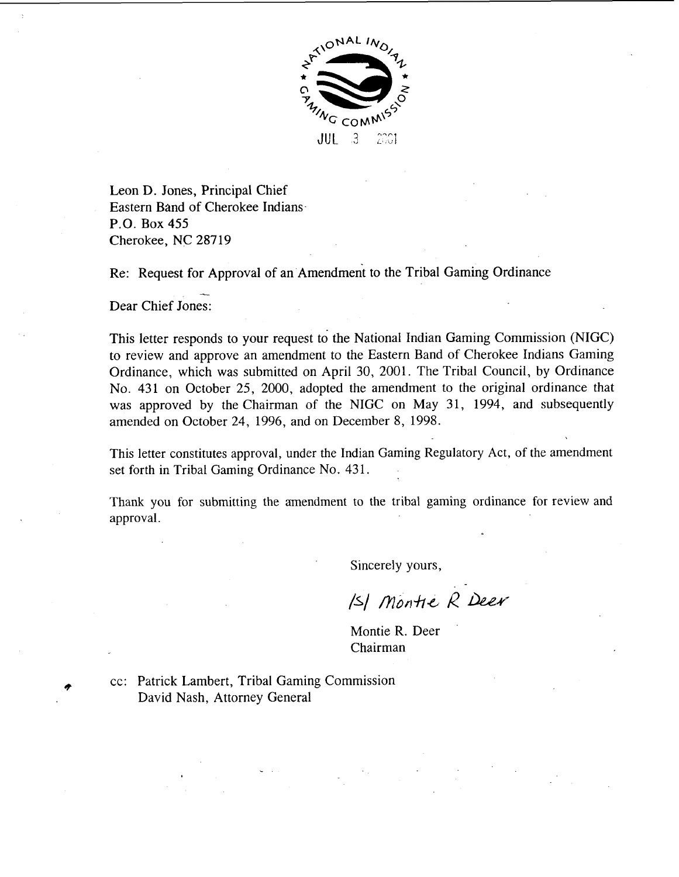NATIONAL INDIAN GAMING COMMISSION

JUL 3 2001

Leon D. Jones, Principal Chief
Eastern Band of Cherokee Indians
P.O. Box 455
Cherokee, NC 28719

Re: Request for Approval of an Amendment to the Tribal Gaming Ordinance

Dear Chief Jones:

This letter responds to your request to the National Indian Gaming Commission (NIGC) to review and approve an amendment to the Eastern Band of Cherokee Indians Gaming Ordinance, which was submitted on April 30, 2001. The Tribal Council, by Ordinance No. 431 on October 25, 2000, adopted the amendment to the original ordinance that was approved by the Chairman of the NIGC on May 31, 1994, and subsequently amended on October 24, 1996, and on December 8, 1998.

This letter constitutes approval, under the Indian Gaming Regulatory Act, of the amendment set forth in Tribal Gaming Ordinance No. 431.

Thank you for submitting the amendment to the tribal gaming ordinance for review and approval.

Sincerely yours,

/S/ Montie R Deer

Montie R. Deer
Chairman

cc: Patrick Lambert, Tribal Gaming Commission
David Nash, Attorney General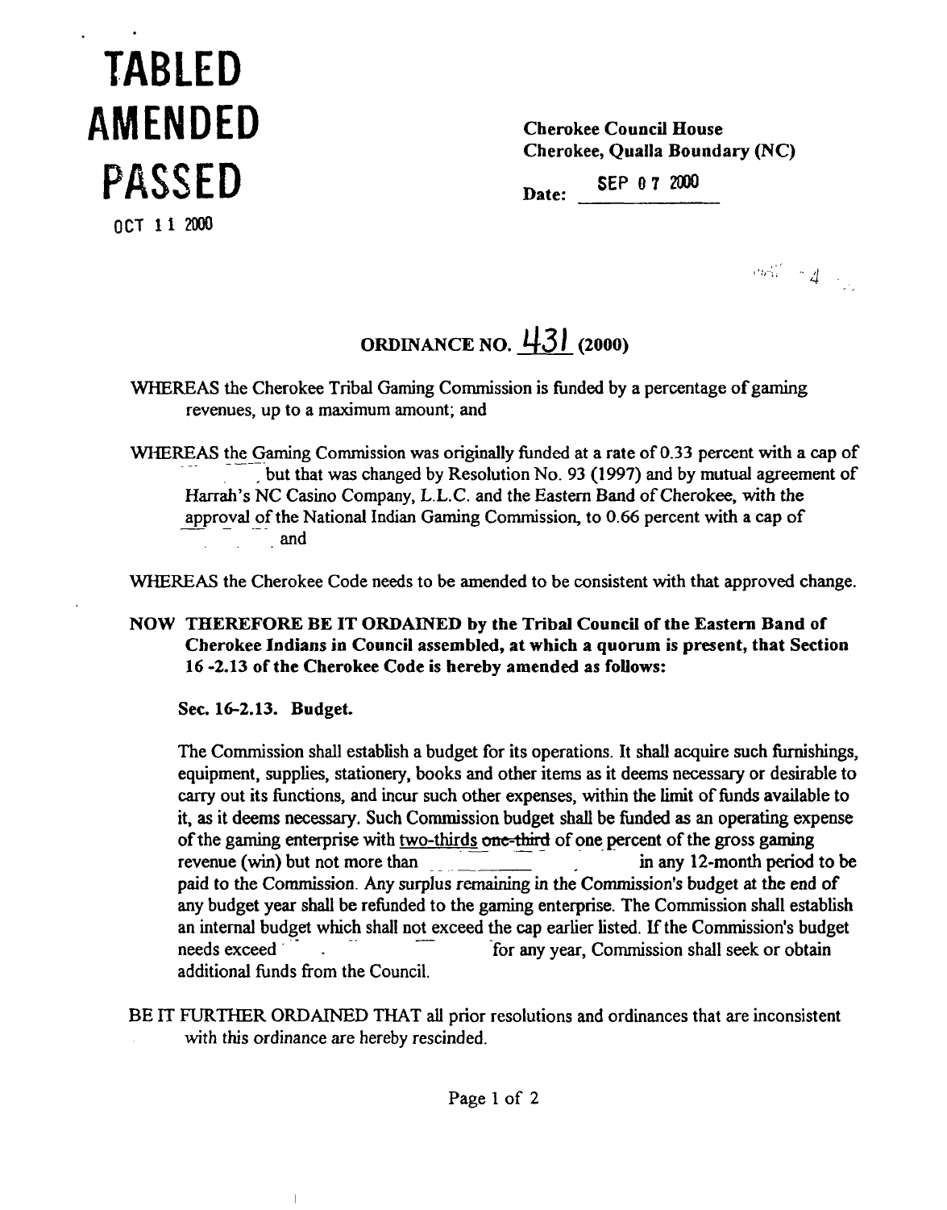# TABLED
# AMENDED
# PASSED

OCT 11 2000

**Cherokee Council House**
**Cherokee, Qualla Boundary (NC)**

**Date:** SEP 07 2000

## ORDINANCE NO. 431 (2000)

WHEREAS the Cherokee Tribal Gaming Commission is funded by a percentage of gaming revenues, up to a maximum amount; and

WHEREAS the Gaming Commission was originally funded at a rate of 0.33 percent with a cap of \_\_\_\_\_\_\_\_ but that was changed by Resolution No. 93 (1997) and by mutual agreement of Harrah's NC Casino Company, L.L.C. and the Eastern Band of Cherokee, with the approval of the National Indian Gaming Commission, to 0.66 percent with a cap of \_\_\_\_\_\_\_\_ and

WHEREAS the Cherokee Code needs to be amended to be consistent with that approved change.

**NOW THEREFORE BE IT ORDAINED by the Tribal Council of the Eastern Band of Cherokee Indians in Council assembled, at which a quorum is present, that Section 16 -2.13 of the Cherokee Code is hereby amended as follows:**

**Sec. 16-2.13. Budget.**

The Commission shall establish a budget for its operations. It shall acquire such furnishings, equipment, supplies, stationery, books and other items as it deems necessary or desirable to carry out its functions, and incur such other expenses, within the limit of funds available to it, as it deems necessary. Such Commission budget shall be funded as an operating expense of the gaming enterprise with <u>two-thirds</u> ~~one-third~~ of one percent of the gross gaming revenue (win) but not more than \_\_\_\_\_\_\_\_ in any 12-month period to be paid to the Commission. Any surplus remaining in the Commission's budget at the end of any budget year shall be refunded to the gaming enterprise. The Commission shall establish an internal budget which shall not exceed the cap earlier listed. If the Commission's budget needs exceed \_\_\_\_\_\_\_\_ for any year, Commission shall seek or obtain additional funds from the Council.

BE IT FURTHER ORDAINED THAT all prior resolutions and ordinances that are inconsistent with this ordinance are hereby rescinded.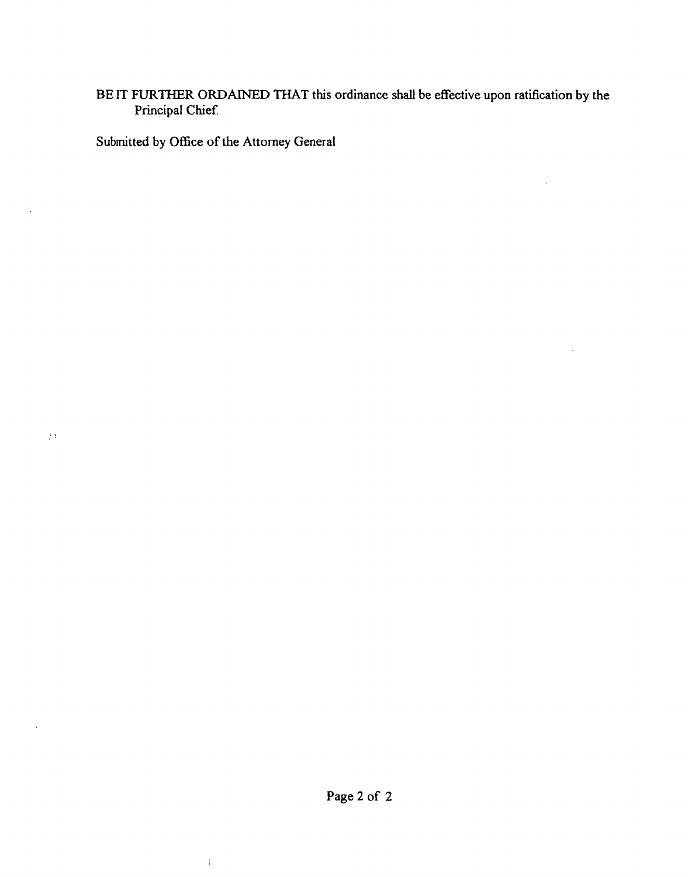BE IT FURTHER ORDAINED THAT this ordinance shall be effective upon ratification by the Principal Chief.

Submitted by Office of the Attorney General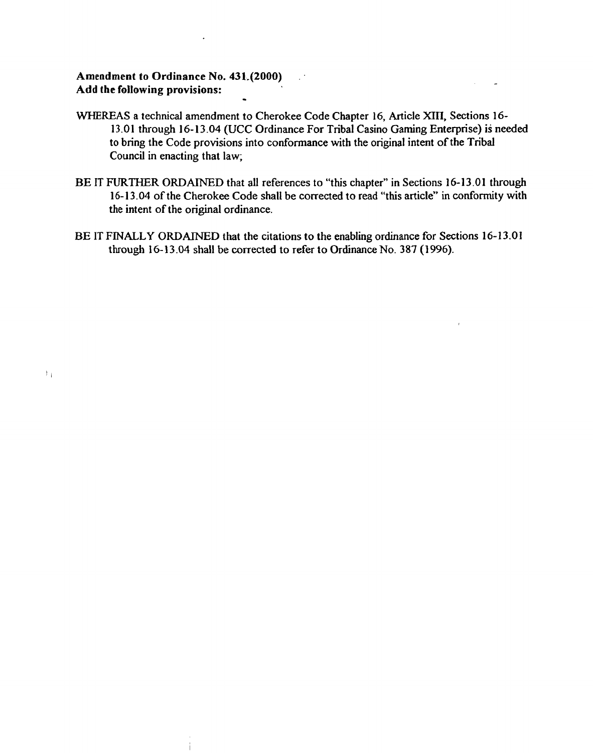**Amendment to Ordinance No. 431 (2000)**
**Add the following provisions:**

WHEREAS a technical amendment to Cherokee Code Chapter 16, Article XIII, Sections 16-13.01 through 16-13.04 (UCC Ordinance For Tribal Casino Gaming Enterprise) is needed to bring the Code provisions into conformance with the original intent of the Tribal Council in enacting that law;

BE IT FURTHER ORDAINED that all references to "this chapter" in Sections 16-13.01 through 16-13.04 of the Cherokee Code shall be corrected to read "this article" in conformity with the intent of the original ordinance.

BE IT FINALLY ORDAINED that the citations to the enabling ordinance for Sections 16-13.01 through 16-13.04 shall be corrected to refer to Ordinance No. 387 (1996).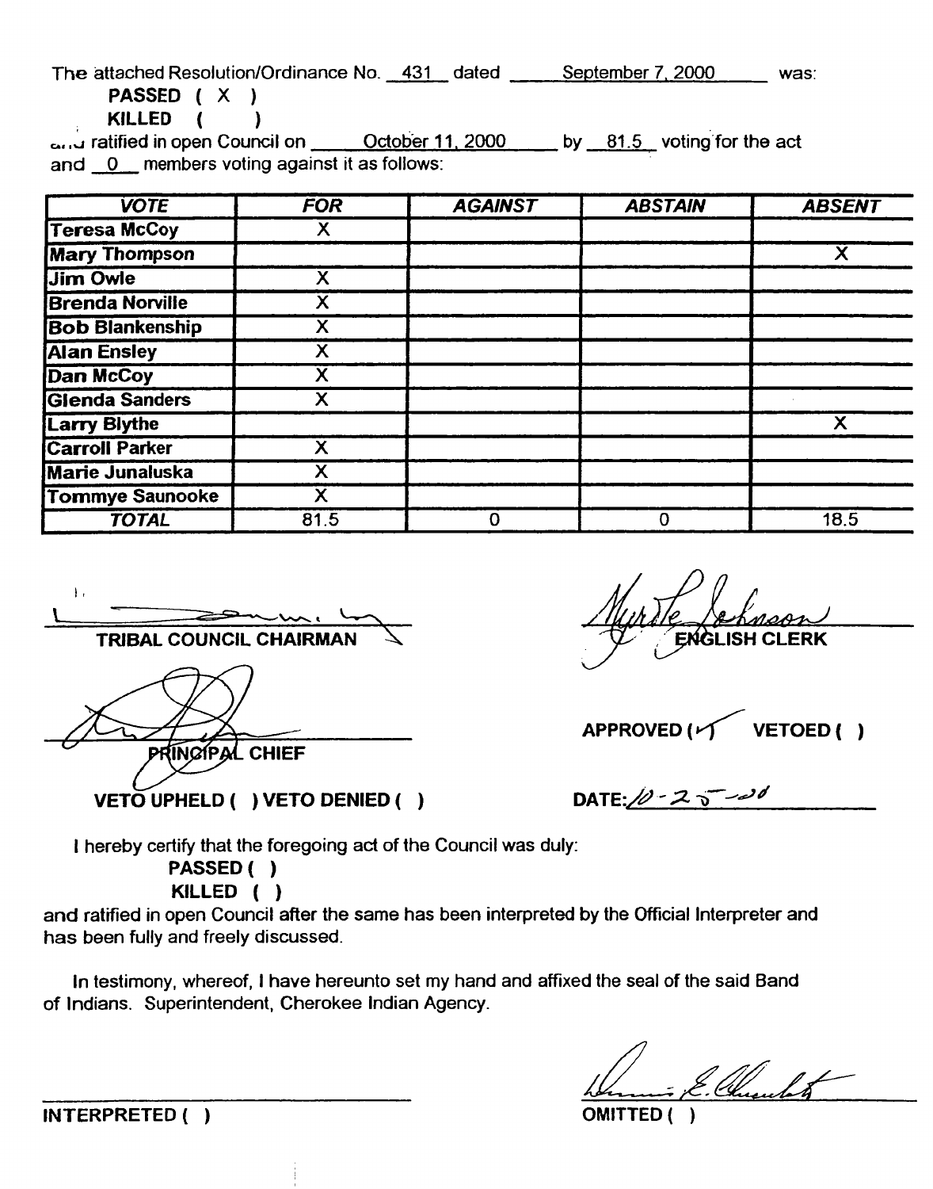The attached Resolution/Ordinance No. 431 dated September 7, 2000 was:

**PASSED ( X )**

**KILLED ( )**

and ratified in open Council on October 11, 2000 by 81.5 voting for the act and 0 members voting against it as follows:

| *VOTE* | *FOR* | *AGAINST* | *ABSTAIN* | *ABSENT* |
|---|---|---|---|---|
| **Teresa McCoy** | X | | | |
| **Mary Thompson** | | | | X |
| **Jim Owle** | X | | | |
| **Brenda Norville** | X | | | |
| **Bob Blankenship** | X | | | |
| **Alan Ensley** | X | | | |
| **Dan McCoy** | X | | | |
| **Glenda Sanders** | X | | | |
| **Larry Blythe** | | | | X |
| **Carroll Parker** | X | | | |
| **Marie Junaluska** | X | | | |
| **Tommye Saunooke** | X | | | |
| ***TOTAL*** | 81.5 | 0 | 0 | 18.5 |

**TRIBAL COUNCIL CHAIRMAN**

Myrtle Johnson
**ENGLISH CLERK**

**PRINCIPAL CHIEF**

**APPROVED (✓) VETOED ( )**

**VETO UPHELD ( ) VETO DENIED ( )**

**DATE:** 10-25-00

I hereby certify that the foregoing act of the Council was duly:

**PASSED ( )**

**KILLED ( )**

and ratified in open Council after the same has been interpreted by the Official Interpreter and has been fully and freely discussed.

In testimony, whereof, I have hereunto set my hand and affixed the seal of the said Band of Indians. Superintendent, Cherokee Indian Agency.

**INTERPRETED ( )**

**OMITTED ( )**